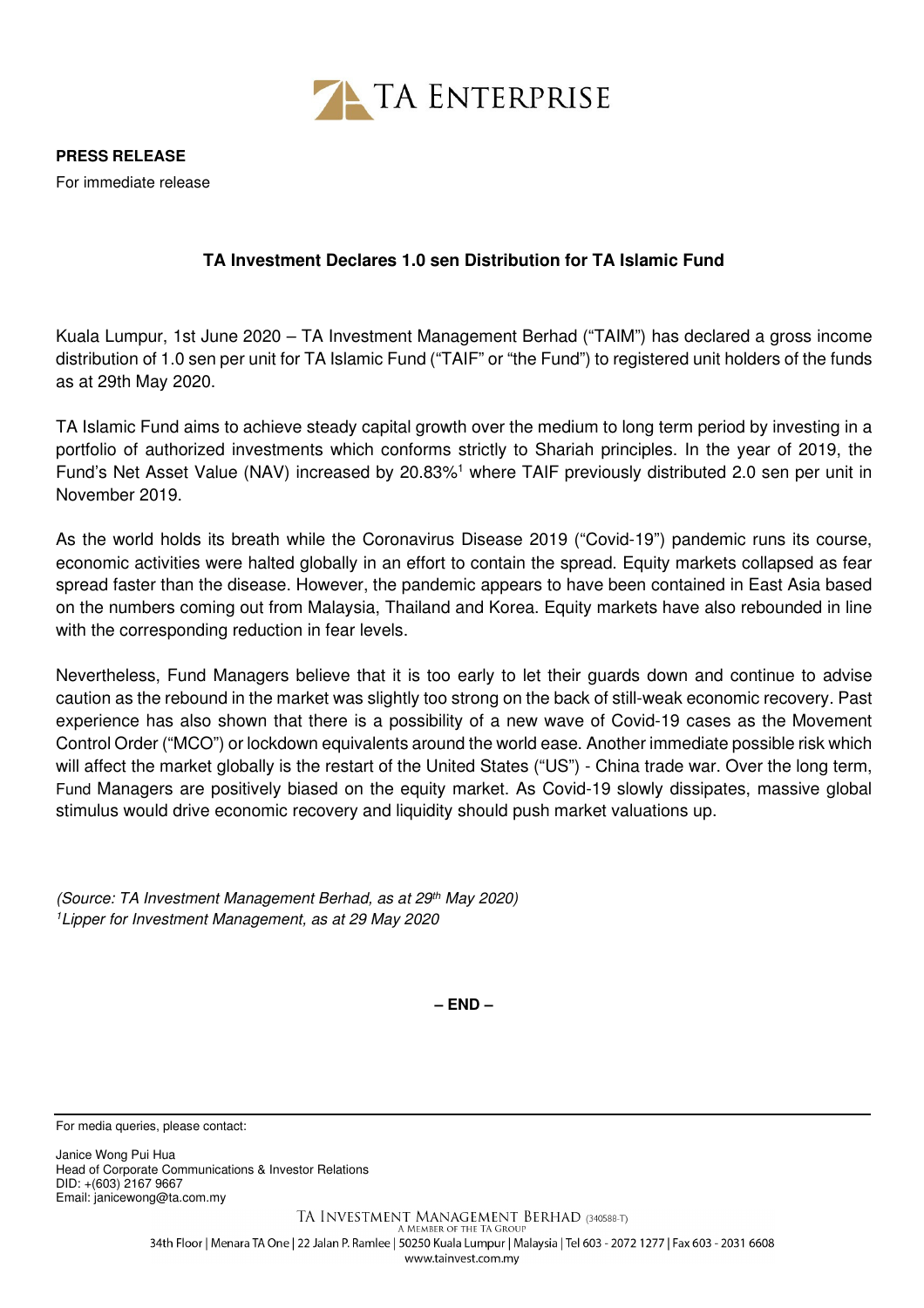TA ENTERPRISE

**PRESS RELEASE**

For immediate release

## TA Investment Declares 1.0 sen Distribution for TA Islamic Fund

Kuala Lumpur, 1st June 2020 – TA Investment Management Berhad ("TAIM") has declared a gross income distribution of 1.0 sen per unit for TA Islamic Fund ("TAIF" or "the Fund") to registered unit holders of the funds as at 29th May 2020.

TA Islamic Fund aims to achieve steady capital growth over the medium to long term period by investing in a portfolio of authorized investments which conforms strictly to Shariah principles. In the year of 2019, the Fund's Net Asset Value (NAV) increased by 20.83%[1] where TAIF previously distributed 2.0 sen per unit in November 2019.

As the world holds its breath while the Coronavirus Disease 2019 ("Covid-19") pandemic runs its course, economic activities were halted globally in an effort to contain the spread. Equity markets collapsed as fear spread faster than the disease. However, the pandemic appears to have been contained in East Asia based on the numbers coming out from Malaysia, Thailand and Korea. Equity markets have also rebounded in line with the corresponding reduction in fear levels.

Nevertheless, Fund Managers believe that it is too early to let their guards down and continue to advise caution as the rebound in the market was slightly too strong on the back of still-weak economic recovery. Past experience has also shown that there is a possibility of a new wave of Covid-19 cases as the Movement Control Order ("MCO") or lockdown equivalents around the world ease. Another immediate possible risk which will affect the market globally is the restart of the United States ("US") - China trade war. Over the long term, Fund Managers are positively biased on the equity market. As Covid-19 slowly dissipates, massive global stimulus would drive economic recovery and liquidity should push market valuations up.

*(Source: TA Investment Management Berhad, as at 29th May 2020)*
*[1]Lipper for Investment Management, as at 29 May 2020*

**– END –**

For media queries, please contact:

Janice Wong Pui Hua
Head of Corporate Communications & Investor Relations
DID: +(603) 2167 9667
Email: janicewong@ta.com.my

TA INVESTMENT MANAGEMENT BERHAD (340588-T)
A MEMBER OF THE TA GROUP
34th Floor | Menara TA One | 22 Jalan P. Ramlee | 50250 Kuala Lumpur | Malaysia | Tel 603 - 2072 1277 | Fax 603 - 2031 6608
www.tainvest.com.my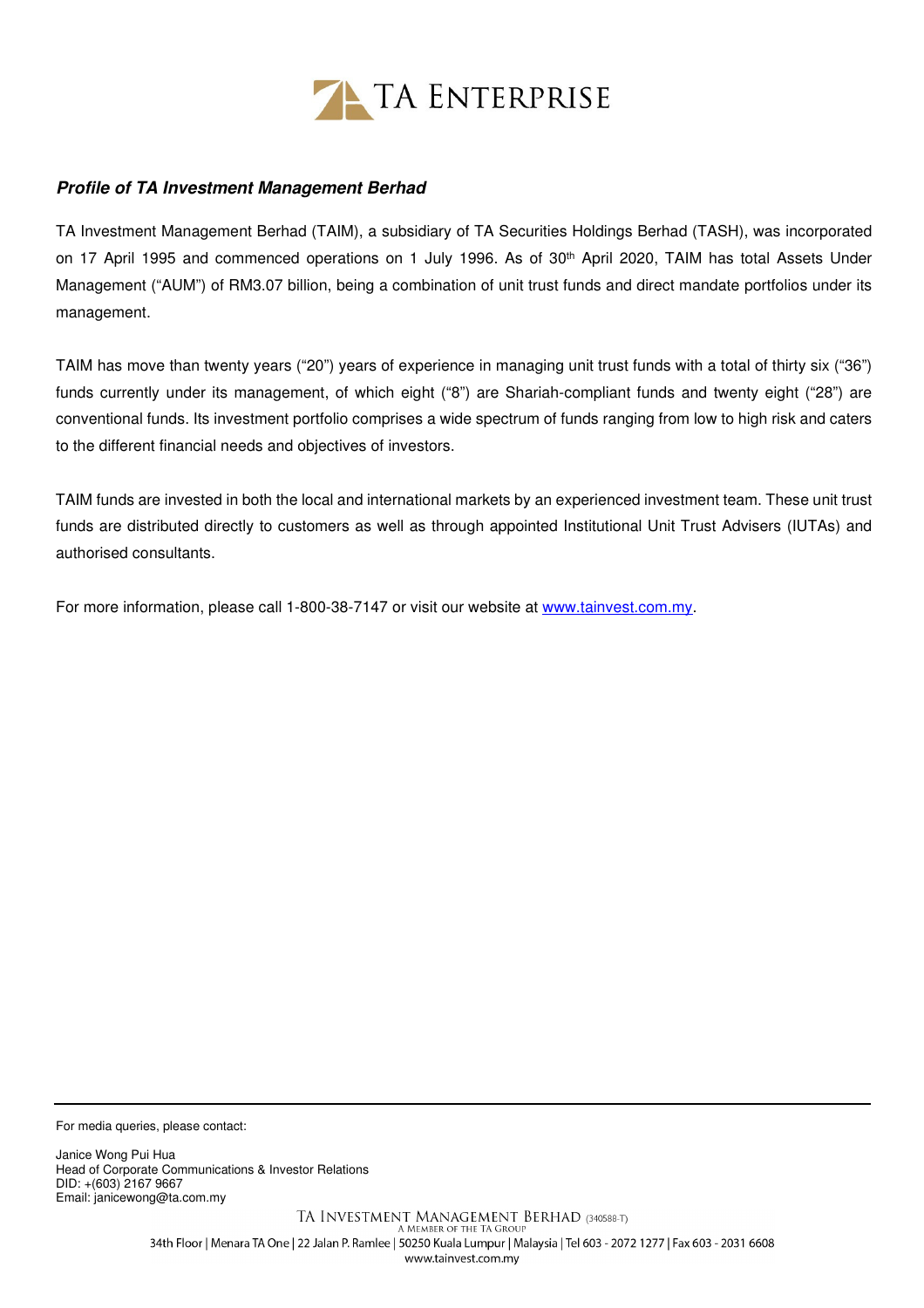### *Profile of TA Investment Management Berhad*

TA Investment Management Berhad (TAIM), a subsidiary of TA Securities Holdings Berhad (TASH), was incorporated on 17 April 1995 and commenced operations on 1 July 1996. As of 30th April 2020, TAIM has total Assets Under Management ("AUM") of RM3.07 billion, being a combination of unit trust funds and direct mandate portfolios under its management.

TAIM has move than twenty years ("20") years of experience in managing unit trust funds with a total of thirty six ("36") funds currently under its management, of which eight ("8") are Shariah-compliant funds and twenty eight ("28") are conventional funds. Its investment portfolio comprises a wide spectrum of funds ranging from low to high risk and caters to the different financial needs and objectives of investors.

TAIM funds are invested in both the local and international markets by an experienced investment team. These unit trust funds are distributed directly to customers as well as through appointed Institutional Unit Trust Advisers (IUTAs) and authorised consultants.

For more information, please call 1-800-38-7147 or visit our website at www.tainvest.com.my.

---

For media queries, please contact:

Janice Wong Pui Hua
Head of Corporate Communications & Investor Relations
DID: +(603) 2167 9667
Email: janicewong@ta.com.my

TA INVESTMENT MANAGEMENT BERHAD (340588-T)
A MEMBER OF THE TA GROUP
34th Floor | Menara TA One | 22 Jalan P. Ramlee | 50250 Kuala Lumpur | Malaysia | Tel 603 - 2072 1277 | Fax 603 - 2031 6608
www.tainvest.com.my